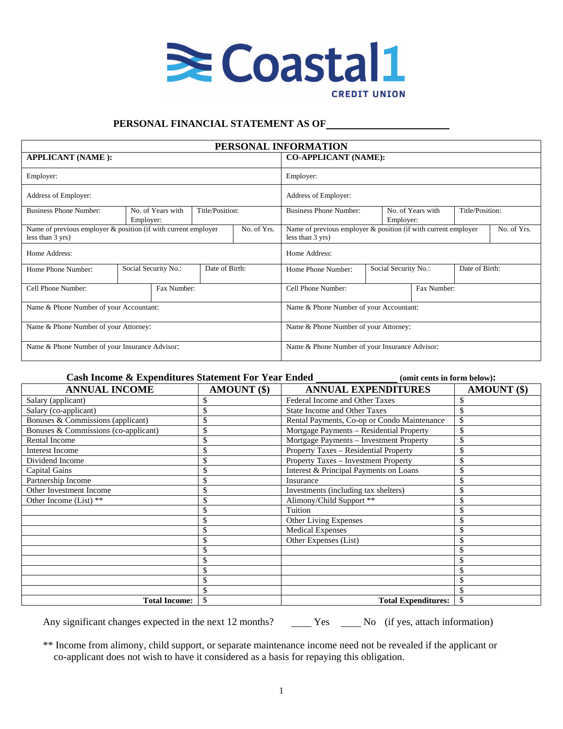# Coastal1 CREDIT UNION

## PERSONAL FINANCIAL STATEMENT AS OF ______________________

| PERSONAL INFORMATION | | | | | | | |
|---|---|---|---|---|---|---|---|
| **APPLICANT (NAME ):** | | | | **CO-APPLICANT (NAME):** | | | |
| Employer: | | | | Employer: | | | |
| Address of Employer: | | | | Address of Employer: | | | |
| Business Phone Number: | No. of Years with Employer: | Title/Position: | | Business Phone Number: | No. of Years with Employer: | Title/Position: | |
| Name of previous employer & position (if with current employer less than 3 yrs) | | | No. of Yrs. | Name of previous employer & position (if with current employer less than 3 yrs) | | | No. of Yrs. |
| Home Address: | | | | Home Address: | | | |
| Home Phone Number: | Social Security No.: | Date of Birth: | | Home Phone Number: | Social Security No.: | Date of Birth: | |
| Cell Phone Number: | Fax Number: | | | Cell Phone Number: | Fax Number: | | |
| Name & Phone Number of your Accountant: | | | | Name & Phone Number of your Accountant: | | | |
| Name & Phone Number of your Attorney: | | | | Name & Phone Number of your Attorney: | | | |
| Name & Phone Number of your Insurance Advisor: | | | | Name & Phone Number of your Insurance Advisor: | | | |

### Cash Income & Expenditures Statement For Year Ended ______________ (omit cents in form below):

| ANNUAL INCOME | AMOUNT ($) | ANNUAL EXPENDITURES | AMOUNT ($) |
|---|---|---|---|
| Salary (applicant) | $ | Federal Income and Other Taxes | $ |
| Salary (co-applicant) | $ | State Income and Other Taxes | $ |
| Bonuses & Commissions (applicant) | $ | Rental Payments, Co-op or Condo Maintenance | $ |
| Bonuses & Commissions (co-applicant) | $ | Mortgage Payments – Residential Property | $ |
| Rental Income | $ | Mortgage Payments – Investment Property | $ |
| Interest Income | $ | Property Taxes – Residential Property | $ |
| Dividend Income | $ | Property Taxes – Investment Property | $ |
| Capital Gains | $ | Interest & Principal Payments on Loans | $ |
| Partnership Income | $ | Insurance | $ |
| Other Investment Income | $ | Investments (including tax shelters) | $ |
| Other Income (List) ** | $ | Alimony/Child Support ** | $ |
| | $ | Tuition | $ |
| | $ | Other Living Expenses | $ |
| | $ | Medical Expenses | $ |
| | $ | Other Expenses (List) | $ |
| | $ | | $ |
| | $ | | $ |
| | $ | | $ |
| | $ | | $ |
| | $ | | $ |
| **Total Income:** | $ | **Total Expenditures:** | $ |

Any significant changes expected in the next 12 months? ____ Yes ____ No (if yes, attach information)

** Income from alimony, child support, or separate maintenance income need not be revealed if the applicant or co-applicant does not wish to have it considered as a basis for repaying this obligation.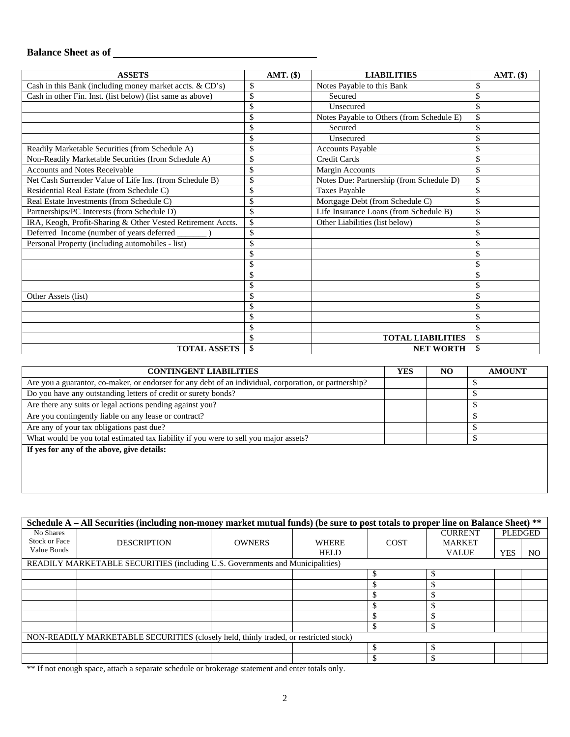**Balance Sheet as of** ______________________________

| ASSETS | AMT. ($) | LIABILITIES | AMT. ($) |
|---|---|---|---|
| Cash in this Bank (including money market accts. & CD's) | $ | Notes Payable to this Bank | $ |
| Cash in other Fin. Inst. (list below) (list same as above) | $ | Secured | $ |
| | $ | Unsecured | $ |
| | $ | Notes Payable to Others (from Schedule E) | $ |
| | $ | Secured | $ |
| | $ | Unsecured | $ |
| Readily Marketable Securities (from Schedule A) | $ | Accounts Payable | $ |
| Non-Readily Marketable Securities (from Schedule A) | $ | Credit Cards | $ |
| Accounts and Notes Receivable | $ | Margin Accounts | $ |
| Net Cash Surrender Value of Life Ins. (from Schedule B) | $ | Notes Due: Partnership (from Schedule D) | $ |
| Residential Real Estate (from Schedule C) | $ | Taxes Payable | $ |
| Real Estate Investments (from Schedule C) | $ | Mortgage Debt (from Schedule C) | $ |
| Partnerships/PC Interests (from Schedule D) | $ | Life Insurance Loans (from Schedule B) | $ |
| IRA, Keogh, Profit-Sharing & Other Vested Retirement Accts. | $ | Other Liabilities (list below) | $ |
| Deferred Income (number of years deferred _______ ) | $ | | $ |
| Personal Property (including automobiles - list) | $ | | $ |
| | $ | | $ |
| | $ | | $ |
| | $ | | $ |
| | $ | | $ |
| Other Assets (list) | $ | | $ |
| | $ | | $ |
| | $ | | $ |
| | $ | | $ |
| | $ | **TOTAL LIABILITIES** | $ |
| **TOTAL ASSETS** | $ | **NET WORTH** | $ |

| CONTINGENT LIABILITIES | YES | NO | AMOUNT |
|---|---|---|---|
| Are you a guarantor, co-maker, or endorser for any debt of an individual, corporation, or partnership? | | | $ |
| Do you have any outstanding letters of credit or surety bonds? | | | $ |
| Are there any suits or legal actions pending against you? | | | $ |
| Are you contingently liable on any lease or contract? | | | $ |
| Are any of your tax obligations past due? | | | $ |
| What would be you total estimated tax liability if you were to sell you major assets? | | | $ |

**If yes for any of the above, give details:**

| **Schedule A – All Securities (including non-money market mutual funds) (be sure to post totals to proper line on Balance Sheet) \*\*** | | | | | | | |
|---|---|---|---|---|---|---|---|
| No Shares Stock or Face Value Bonds | DESCRIPTION | OWNERS | WHERE HELD | COST | CURRENT MARKET VALUE | PLEDGED | |
| | | | | | | YES | NO |
| READILY MARKETABLE SECURITIES (including U.S. Governments and Municipalities) | | | | | | | |
| | | | | $ | $ | | |
| | | | | $ | $ | | |
| | | | | $ | $ | | |
| | | | | $ | $ | | |
| | | | | $ | $ | | |
| | | | | $ | $ | | |
| NON-READILY MARKETABLE SECURITIES (closely held, thinly traded, or restricted stock) | | | | | | | |
| | | | | $ | $ | | |
| | | | | $ | $ | | |

\*\* If not enough space, attach a separate schedule or brokerage statement and enter totals only.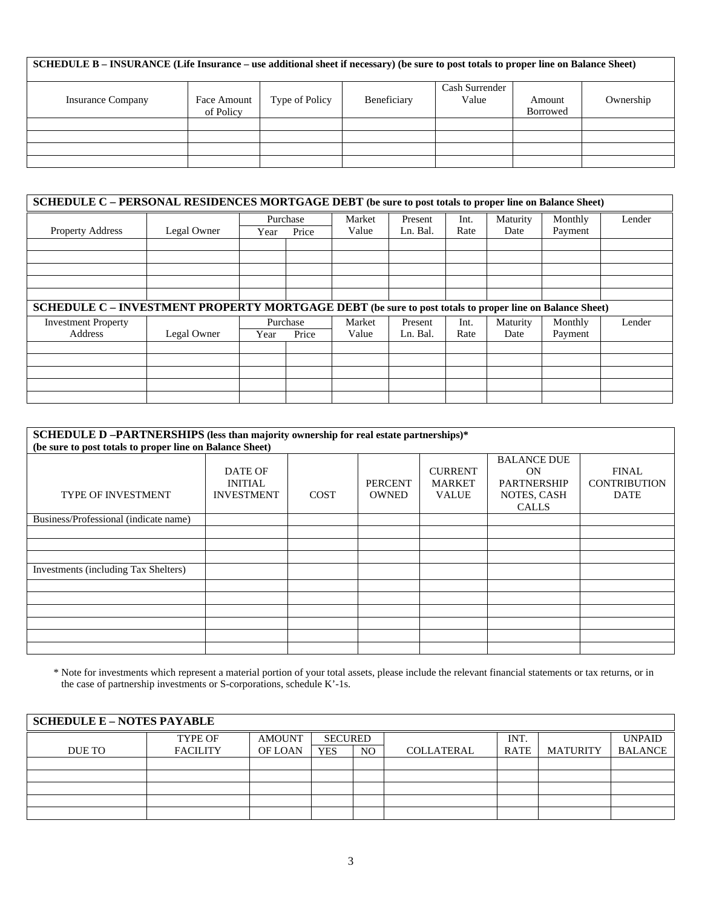**SCHEDULE B – INSURANCE (Life Insurance – use additional sheet if necessary) (be sure to post totals to proper line on Balance Sheet)**

| Insurance Company | Face Amount of Policy | Type of Policy | Beneficiary | Cash Surrender Value | Amount Borrowed | Ownership |
|---|---|---|---|---|---|---|
| | | | | | | |
| | | | | | | |
| | | | | | | |
| | | | | | | |

**SCHEDULE C – PERSONAL RESIDENCES MORTGAGE DEBT (be sure to post totals to proper line on Balance Sheet)**

| Property Address | Legal Owner | Purchase | | Market Value | Present Ln. Bal. | Int. Rate | Maturity Date | Monthly Payment | Lender |
|---|---|---|---|---|---|---|---|---|---|
| | | Year | Price | | | | | | |
| | | | | | | | | | |
| | | | | | | | | | |
| | | | | | | | | | |
| | | | | | | | | | |
| | | | | | | | | | |

**SCHEDULE C – INVESTMENT PROPERTY MORTGAGE DEBT (be sure to post totals to proper line on Balance Sheet)**

| Investment Property Address | Legal Owner | Purchase | | Market Value | Present Ln. Bal. | Int. Rate | Maturity Date | Monthly Payment | Lender |
|---|---|---|---|---|---|---|---|---|---|
| | | Year | Price | | | | | | |
| | | | | | | | | | |
| | | | | | | | | | |
| | | | | | | | | | |
| | | | | | | | | | |
| | | | | | | | | | |

**SCHEDULE D –PARTNERSHIPS (less than majority ownership for real estate partnerships)\***
**(be sure to post totals to proper line on Balance Sheet)**

| TYPE OF INVESTMENT | DATE OF INITIAL INVESTMENT | COST | PERCENT OWNED | CURRENT MARKET VALUE | BALANCE DUE ON PARTNERSHIP NOTES, CASH CALLS | FINAL CONTRIBUTION DATE |
|---|---|---|---|---|---|---|
| Business/Professional (indicate name) | | | | | | |
| | | | | | | |
| | | | | | | |
| | | | | | | |
| Investments (including Tax Shelters) | | | | | | |
| | | | | | | |
| | | | | | | |
| | | | | | | |
| | | | | | | |
| | | | | | | |
| | | | | | | |

\* Note for investments which represent a material portion of your total assets, please include the relevant financial statements or tax returns, or in the case of partnership investments or S-corporations, schedule K'-1s.

**SCHEDULE E – NOTES PAYABLE**

| DUE TO | TYPE OF FACILITY | AMOUNT OF LOAN | SECURED | | COLLATERAL | INT. RATE | MATURITY | UNPAID BALANCE |
|---|---|---|---|---|---|---|---|---|
| | | | YES | NO | | | | |
| | | | | | | | | |
| | | | | | | | | |
| | | | | | | | | |
| | | | | | | | | |
| | | | | | | | | |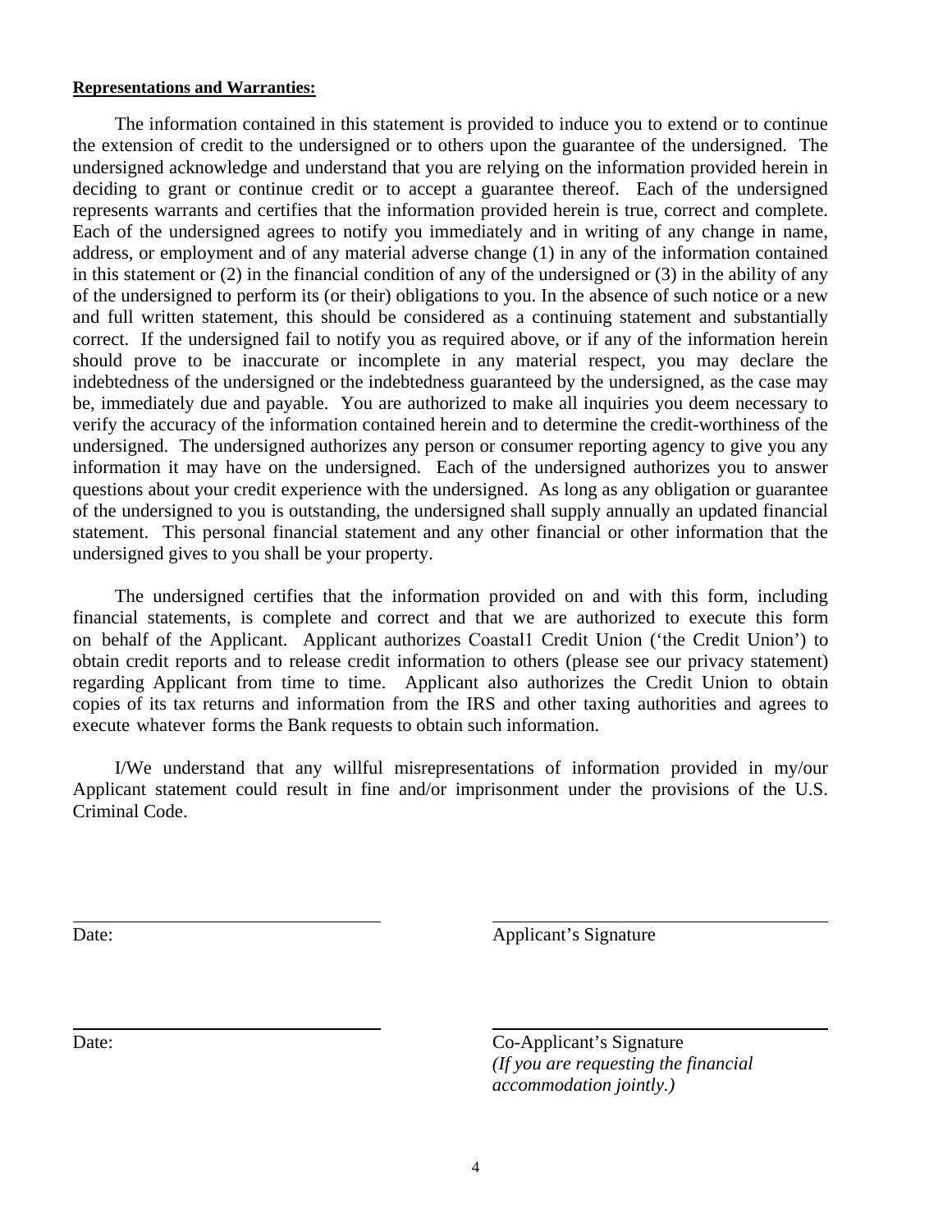**Representations and Warranties:**

The information contained in this statement is provided to induce you to extend or to continue the extension of credit to the undersigned or to others upon the guarantee of the undersigned. The undersigned acknowledge and understand that you are relying on the information provided herein in deciding to grant or continue credit or to accept a guarantee thereof. Each of the undersigned represents warrants and certifies that the information provided herein is true, correct and complete. Each of the undersigned agrees to notify you immediately and in writing of any change in name, address, or employment and of any material adverse change (1) in any of the information contained in this statement or (2) in the financial condition of any of the undersigned or (3) in the ability of any of the undersigned to perform its (or their) obligations to you. In the absence of such notice or a new and full written statement, this should be considered as a continuing statement and substantially correct. If the undersigned fail to notify you as required above, or if any of the information herein should prove to be inaccurate or incomplete in any material respect, you may declare the indebtedness of the undersigned or the indebtedness guaranteed by the undersigned, as the case may be, immediately due and payable. You are authorized to make all inquiries you deem necessary to verify the accuracy of the information contained herein and to determine the credit-worthiness of the undersigned. The undersigned authorizes any person or consumer reporting agency to give you any information it may have on the undersigned. Each of the undersigned authorizes you to answer questions about your credit experience with the undersigned. As long as any obligation or guarantee of the undersigned to you is outstanding, the undersigned shall supply annually an updated financial statement. This personal financial statement and any other financial or other information that the undersigned gives to you shall be your property.

The undersigned certifies that the information provided on and with this form, including financial statements, is complete and correct and that we are authorized to execute this form on behalf of the Applicant. Applicant authorizes Coastal1 Credit Union ('the Credit Union') to obtain credit reports and to release credit information to others (please see our privacy statement) regarding Applicant from time to time. Applicant also authorizes the Credit Union to obtain copies of its tax returns and information from the IRS and other taxing authorities and agrees to execute whatever forms the Bank requests to obtain such information.

I/We understand that any willful misrepresentations of information provided in my/our Applicant statement could result in fine and/or imprisonment under the provisions of the U.S. Criminal Code.

\_\_\_\_\_\_\_\_\_\_\_\_\_\_\_\_\_\_\_\_\_\_\_\_\_\_\_\_\_\_ \_\_\_\_\_\_\_\_\_\_\_\_\_\_\_\_\_\_\_\_\_\_\_\_\_\_\_\_\_\_

Date: Applicant's Signature

\_\_\_\_\_\_\_\_\_\_\_\_\_\_\_\_\_\_\_\_\_\_\_\_\_\_\_\_\_\_ \_\_\_\_\_\_\_\_\_\_\_\_\_\_\_\_\_\_\_\_\_\_\_\_\_\_\_\_\_\_

Date: Co-Applicant's Signature
*(If you are requesting the financial accommodation jointly.)*